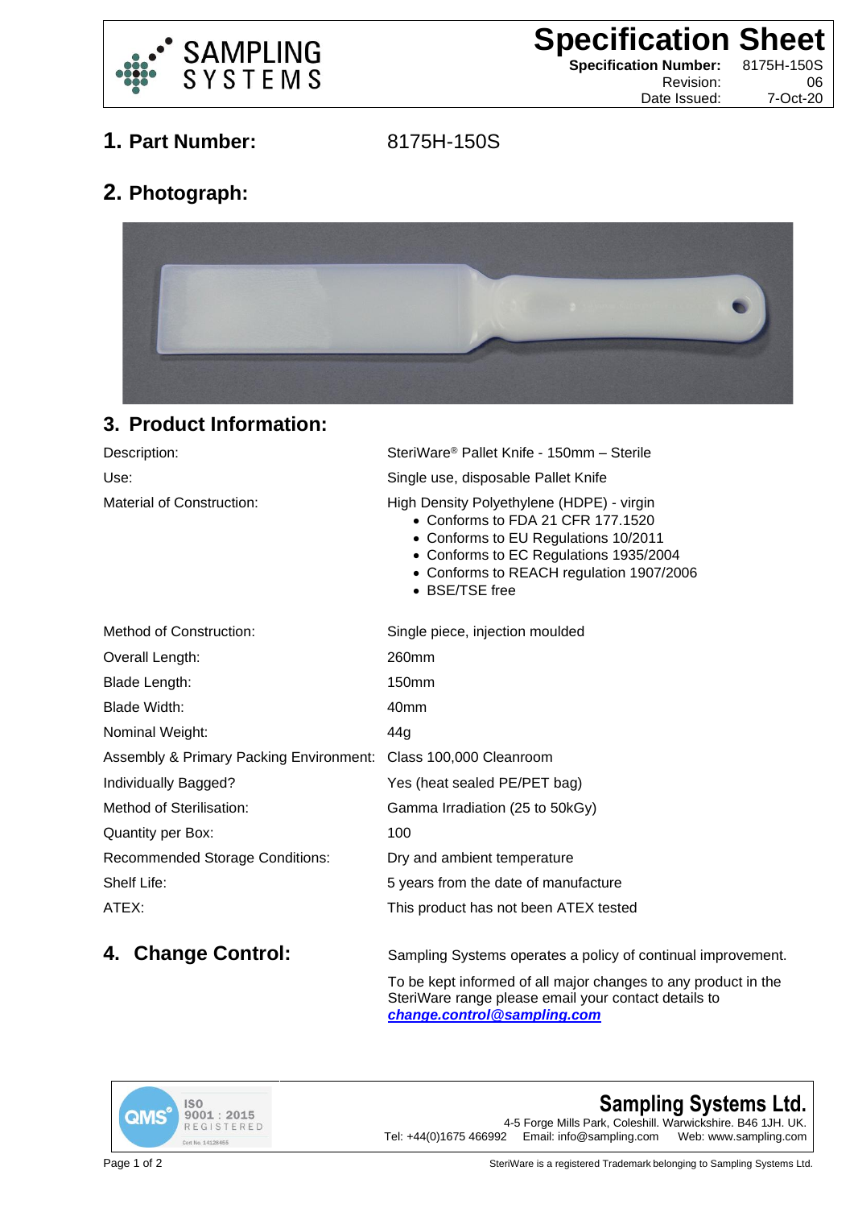# Specification Sheet

**Specification Number:** 8175H-150S
Revision: 06
Date Issued: 7-Oct-20

## 1. Part Number: 8175H-150S

## 2. Photograph:

## 3. Product Information:

| | |
|---|---|
| Description: | SteriWare® Pallet Knife - 150mm – Sterile |
| Use: | Single use, disposable Pallet Knife |
| Material of Construction: | High Density Polyethylene (HDPE) - virgin<br>• Conforms to FDA 21 CFR 177.1520<br>• Conforms to EU Regulations 10/2011<br>• Conforms to EC Regulations 1935/2004<br>• Conforms to REACH regulation 1907/2006<br>• BSE/TSE free |
| Method of Construction: | Single piece, injection moulded |
| Overall Length: | 260mm |
| Blade Length: | 150mm |
| Blade Width: | 40mm |
| Nominal Weight: | 44g |
| Assembly & Primary Packing Environment: | Class 100,000 Cleanroom |
| Individually Bagged? | Yes (heat sealed PE/PET bag) |
| Method of Sterilisation: | Gamma Irradiation (25 to 50kGy) |
| Quantity per Box: | 100 |
| Recommended Storage Conditions: | Dry and ambient temperature |
| Shelf Life: | 5 years from the date of manufacture |
| ATEX: | This product has not been ATEX tested |

## 4. Change Control:

Sampling Systems operates a policy of continual improvement.

To be kept informed of all major changes to any product in the SteriWare range please email your contact details to ***change.control@sampling.com***

**Sampling Systems Ltd.**
4-5 Forge Mills Park, Coleshill. Warwickshire. B46 1JH. UK.
Tel: +44(0)1675 466992 Email: info@sampling.com Web: www.sampling.com

SteriWare is a registered Trademark belonging to Sampling Systems Ltd.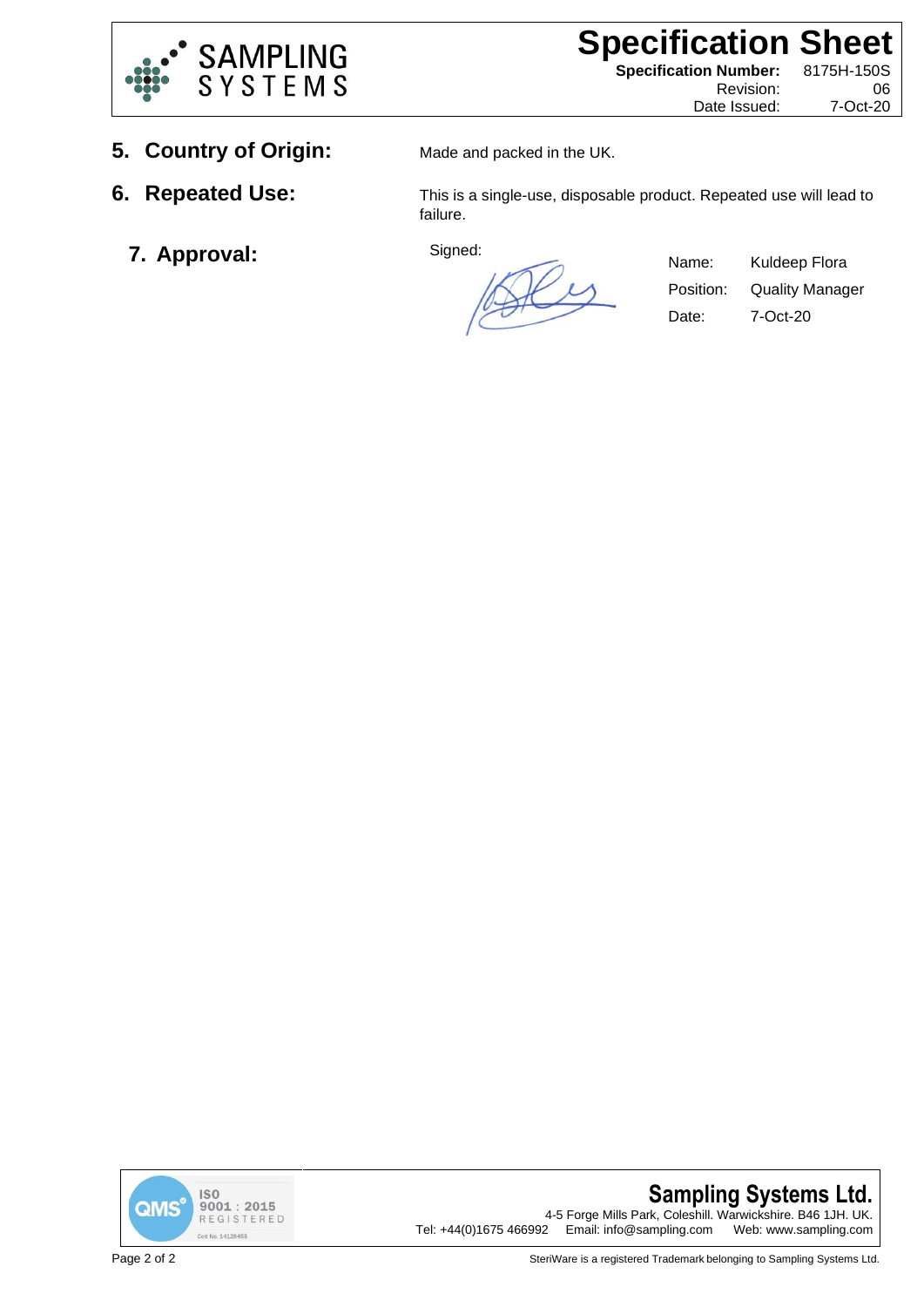## 5. Country of Origin:

Made and packed in the UK.

## 6. Repeated Use:

This is a single-use, disposable product. Repeated use will lead to failure.

## 7. Approval:

Signed:

| | |
|---|---|
| Name: | Kuldeep Flora |
| Position: | Quality Manager |
| Date: | 7-Oct-20 |